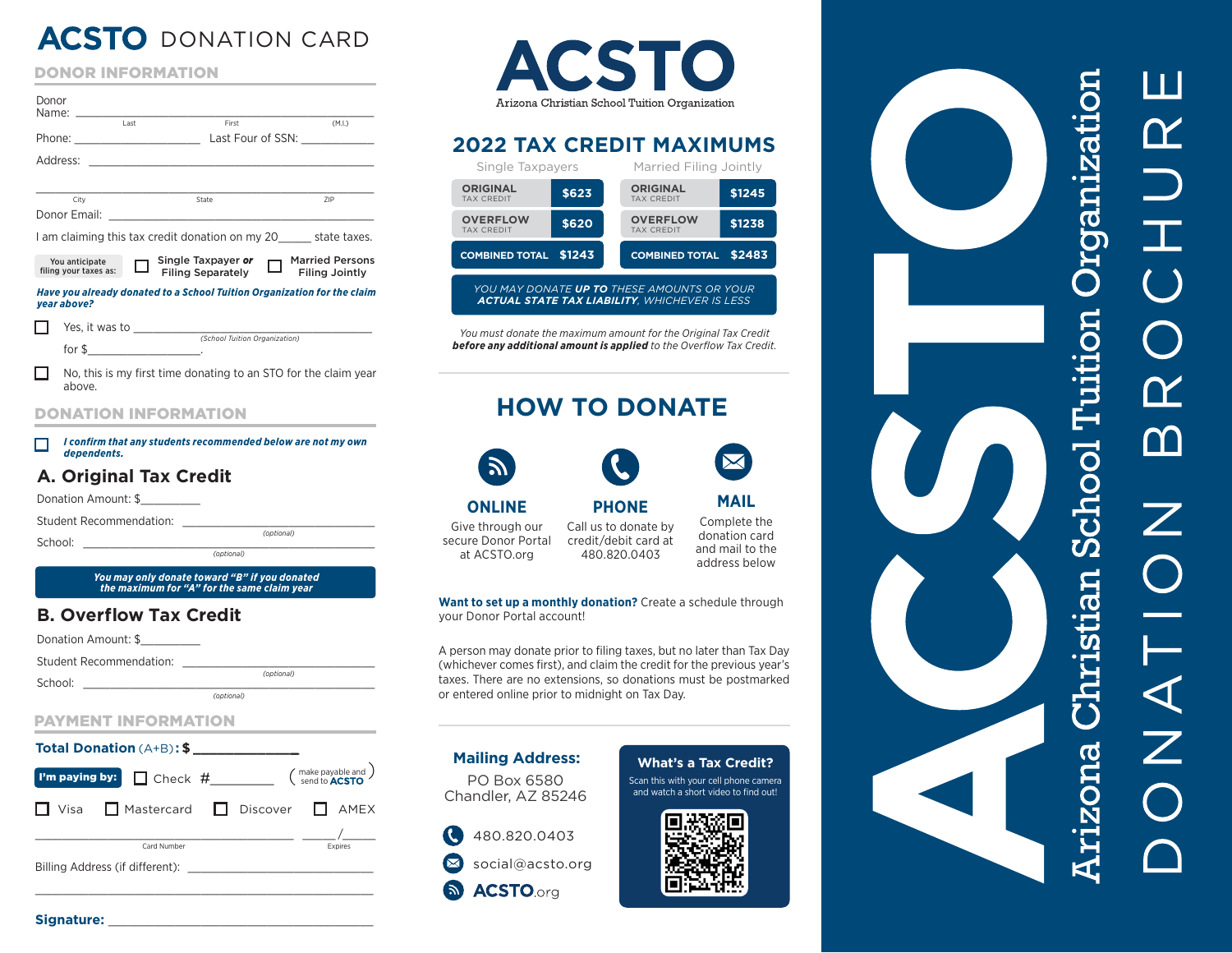# ACSTO DONATION CARD

## DONOR INFORMATION

Donor Name: ______________________________________________
Last First (M.I.)

Phone: ____________________ Last Four of SSN: ___________

Address: _____________________________________________

______________________________________________________
City State ZIP

Donor Email: __________________________________________

I am claiming this tax credit donation on my 20_____ state taxes.

You anticipate filing your taxes as: ☐ Single Taxpayer **or** Filing Separately ☐ Married Persons Filing Jointly

***Have you already donated to a School Tuition Organization for the claim year above?***

☐ Yes, it was to ________________________________ for $_________________.
(School Tuition Organization)

☐ No, this is my first time donating to an STO for the claim year above.

## DONATION INFORMATION

☐ ***I confirm that any students recommended below are not my own dependents.***

### A. Original Tax Credit

Donation Amount: $_________

Student Recommendation: ______________________________ (optional)

School: ______________________________ (optional)

***You may only donate toward "B" if you donated the maximum for "A" for the same claim year***

### B. Overflow Tax Credit

Donation Amount: $_________

Student Recommendation: ______________________________ (optional)

School: ______________________________ (optional)

## PAYMENT INFORMATION

**Total Donation** (A+B)**: $** ____________

**I'm paying by:** ☐ Check #_________ (make payable and send to **ACSTO**)

☐ Visa ☐ Mastercard ☐ Discover ☐ AMEX

______________________________________ ____/____
Card Number Expires

Billing Address (if different): ______________________________

______________________________________________________

**Signature:** ________________________________________

# ACSTO

Arizona Christian School Tuition Organization

## 2022 TAX CREDIT MAXIMUMS

| Single Taxpayers | | Married Filing Jointly | |
|---|---|---|---|
| ORIGINAL TAX CREDIT | $623 | ORIGINAL TAX CREDIT | $1245 |
| OVERFLOW TAX CREDIT | $620 | OVERFLOW TAX CREDIT | $1238 |
| COMBINED TOTAL | $1243 | COMBINED TOTAL | $2483 |

*YOU MAY DONATE* ***UP TO*** *THESE AMOUNTS OR YOUR* ***ACTUAL STATE TAX LIABILITY****, WHICHEVER IS LESS*

*You must donate the maximum amount for the Original Tax Credit* ***before any additional amount is applied*** *to the Overflow Tax Credit.*

## HOW TO DONATE

**ONLINE**
Give through our secure Donor Portal at ACSTO.org

**PHONE**
Call us to donate by credit/debit card at 480.820.0403

**MAIL**
Complete the donation card and mail to the address below

**Want to set up a monthly donation?** Create a schedule through your Donor Portal account!

A person may donate prior to filing taxes, but no later than Tax Day (whichever comes first), and claim the credit for the previous year's taxes. There are no extensions, so donations must be postmarked or entered online prior to midnight on Tax Day.

**Mailing Address:**
PO Box 6580
Chandler, AZ 85246

480.820.0403
social@acsto.org
ACSTO.org

**What's a Tax Credit?**
Scan this with your cell phone camera and watch a short video to find out!

# ACSTO

Arizona Christian School Tuition Organization

DONATION BROCHURE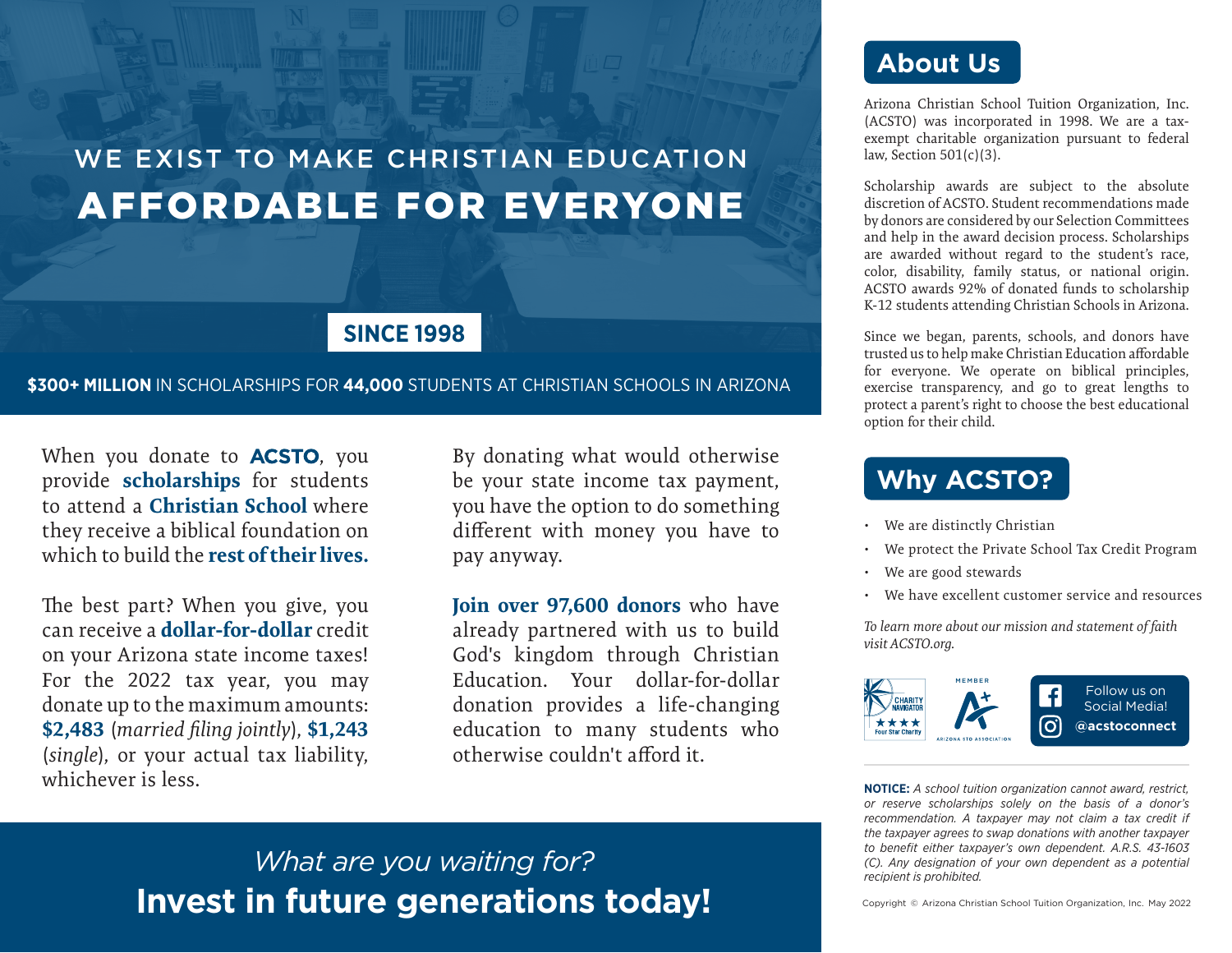# WE EXIST TO MAKE CHRISTIAN EDUCATION AFFORDABLE FOR EVERYONE

**SINCE 1998**

**$300+ MILLION** IN SCHOLARSHIPS FOR **44,000** STUDENTS AT CHRISTIAN SCHOOLS IN ARIZONA

When you donate to **ACSTO**, you provide **scholarships** for students to attend a **Christian School** where they receive a biblical foundation on which to build the **rest of their lives.**

The best part? When you give, you can receive a **dollar-for-dollar** credit on your Arizona state income taxes! For the 2022 tax year, you may donate up to the maximum amounts: **$2,483** (*married filing jointly*), **$1,243** (*single*), or your actual tax liability, whichever is less.

By donating what would otherwise be your state income tax payment, you have the option to do something different with money you have to pay anyway.

**Join over 97,600 donors** who have already partnered with us to build God's kingdom through Christian Education. Your dollar-for-dollar donation provides a life-changing education to many students who otherwise couldn't afford it.

*What are you waiting for?*

**Invest in future generations today!**

## About Us

Arizona Christian School Tuition Organization, Inc. (ACSTO) was incorporated in 1998. We are a tax-exempt charitable organization pursuant to federal law, Section 501(c)(3).

Scholarship awards are subject to the absolute discretion of ACSTO. Student recommendations made by donors are considered by our Selection Committees and help in the award decision process. Scholarships are awarded without regard to the student's race, color, disability, family status, or national origin. ACSTO awards 92% of donated funds to scholarship K-12 students attending Christian Schools in Arizona.

Since we began, parents, schools, and donors have trusted us to help make Christian Education affordable for everyone. We operate on biblical principles, exercise transparency, and go to great lengths to protect a parent's right to choose the best educational option for their child.

## Why ACSTO?

- We are distinctly Christian
- We protect the Private School Tax Credit Program
- We are good stewards
- We have excellent customer service and resources

*To learn more about our mission and statement of faith visit ACSTO.org.*

CHARITY NAVIGATOR ★★★★ Four Star Charity

MEMBER ARIZONA STO ASSOCIATION

Follow us on Social Media!

**@acstoconnect**

**NOTICE:** *A school tuition organization cannot award, restrict, or reserve scholarships solely on the basis of a donor's recommendation. A taxpayer may not claim a tax credit if the taxpayer agrees to swap donations with another taxpayer to benefit either taxpayer's own dependent. A.R.S. 43-1603 (C). Any designation of your own dependent as a potential recipient is prohibited.*

Copyright © Arizona Christian School Tuition Organization, Inc. May 2022